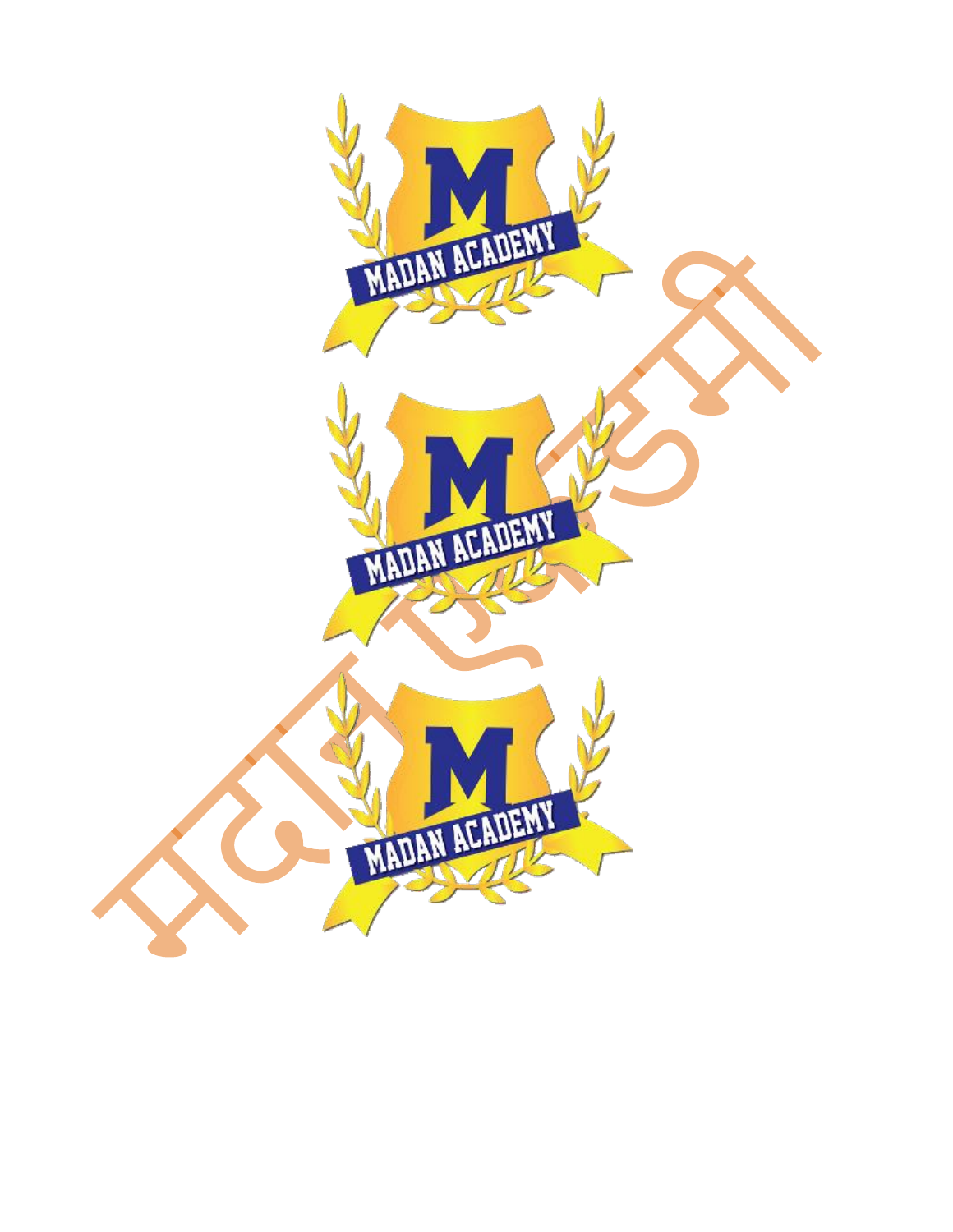MADAN ACADEMY

MADAN ACADEMY

MADAN ACADEMY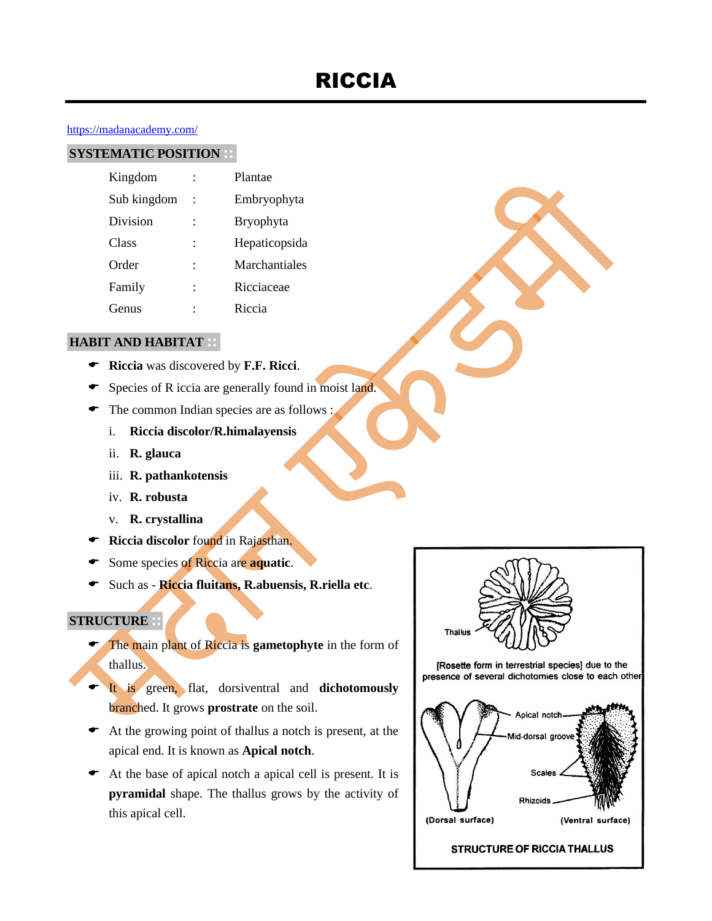# RICCIA

https://madanacademy.com/

## SYSTEMATIC POSITION

| | | |
|---|---|---|
| Kingdom | : | Plantae |
| Sub kingdom | : | Embryophyta |
| Division | : | Bryophyta |
| Class | : | Hepaticopsida |
| Order | : | Marchantiales |
| Family | : | Ricciaceae |
| Genus | : | Riccia |

## HABIT AND HABITAT

- **Riccia** was discovered by **F.F. Ricci**.
- Species of R iccia are generally found in moist land.
- The common Indian species are as follows :
  - i. **Riccia discolor/R.himalayensis**
  - ii. **R. glauca**
  - iii. **R. pathankotensis**
  - iv. **R. robusta**
  - v. **R. crystallina**
- **Riccia discolor** found in Rajasthan.
- Some species of Riccia are **aquatic**.
- Such as - **Riccia fluitans, R.abuensis, R.riella etc**.

## STRUCTURE

- The main plant of Riccia is **gametophyte** in the form of thallus.
- It is green, flat, dorsiventral and **dichotomously** branched. It grows **prostrate** on the soil.
- At the growing point of thallus a notch is present, at the apical end. It is known as **Apical notch**.
- At the base of apical notch a apical cell is present. It is **pyramidal** shape. The thallus grows by the activity of this apical cell.

Thallus

[Rosette form in terrestrial species] due to the presence of several dichotomies close to each other

Apical notch, Mid-dorsal groove, Scales, Rhizoids

(Dorsal surface) (Ventral surface)

STRUCTURE OF RICCIA THALLUS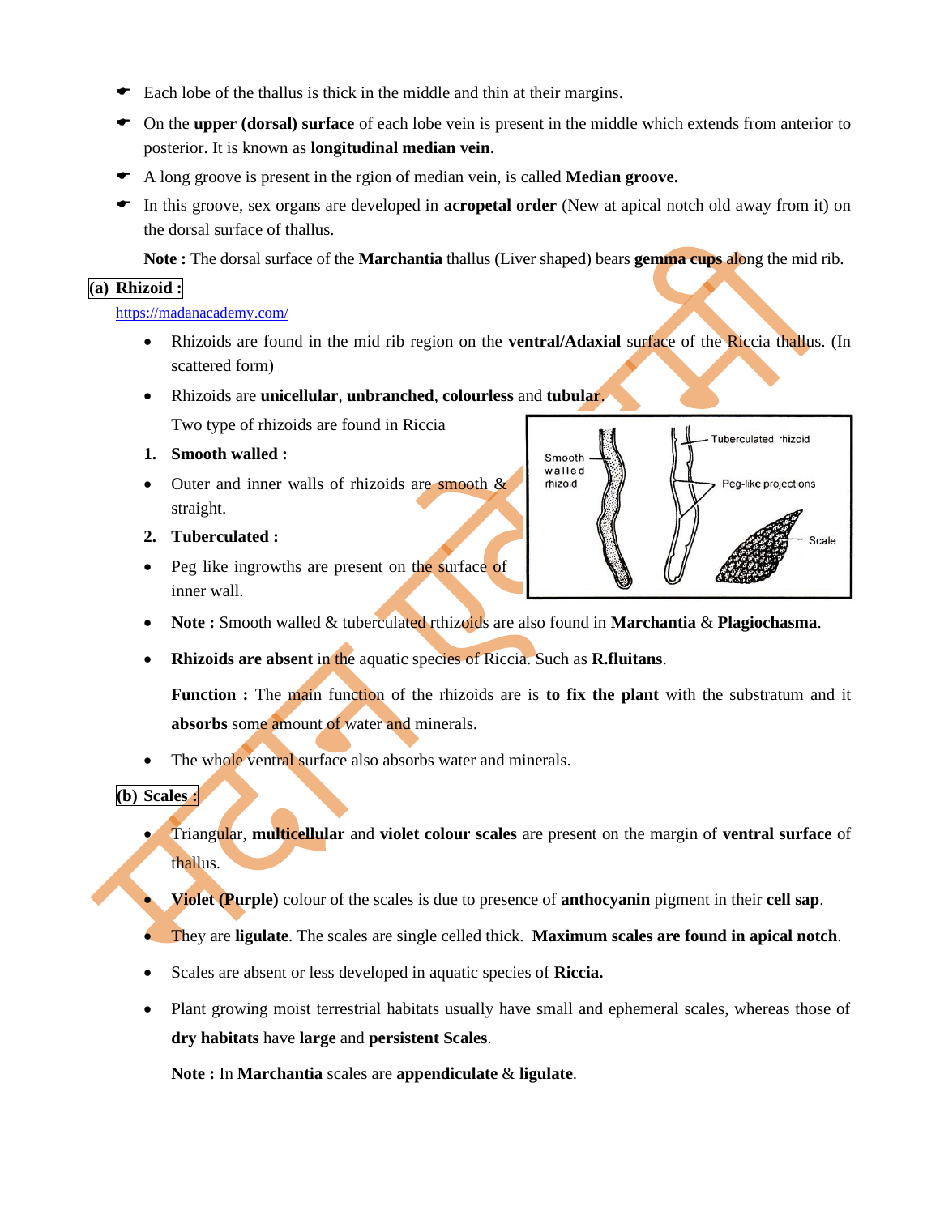- Each lobe of the thallus is thick in the middle and thin at their margins.
- On the **upper (dorsal) surface** of each lobe vein is present in the middle which extends from anterior to posterior. It is known as **longitudinal median vein**.
- A long groove is present in the rgion of median vein, is called **Median groove.**
- In this groove, sex organs are developed in **acropetal order** (New at apical notch old away from it) on the dorsal surface of thallus.

  **Note :** The dorsal surface of the **Marchantia** thallus (Liver shaped) bears **gemma cups** along the mid rib.

**(a) Rhizoid :**

https://madanacademy.com/

- Rhizoids are found in the mid rib region on the **ventral/Adaxial** surface of the Riccia thallus. (In scattered form)
- Rhizoids are **unicellular**, **unbranched**, **colourless** and **tubular**.

  Two type of rhizoids are found in Riccia

1. **Smooth walled :**

- Outer and inner walls of rhizoids are smooth & straight.

2. **Tuberculated :**

- Peg like ingrowths are present on the surface of inner wall.
- **Note :** Smooth walled & tuberculated rthizoids are also found in **Marchantia** & **Plagiochasma**.
- **Rhizoids are absent** in the aquatic species of Riccia. Such as **R.fluitans**.

  **Function :** The main function of the rhizoids are is **to fix the plant** with the substratum and it **absorbs** some amount of water and minerals.

- The whole ventral surface also absorbs water and minerals.

**(b) Scales :**

- Triangular, **multicellular** and **violet colour scales** are present on the margin of **ventral surface** of thallus.
- **Violet (Purple)** colour of the scales is due to presence of **anthocyanin** pigment in their **cell sap**.
- They are **ligulate**. The scales are single celled thick. **Maximum scales are found in apical notch**.
- Scales are absent or less developed in aquatic species of **Riccia.**
- Plant growing moist terrestrial habitats usually have small and ephemeral scales, whereas those of **dry habitats** have **large** and **persistent Scales**.

  **Note :** In **Marchantia** scales are **appendiculate** & **ligulate**.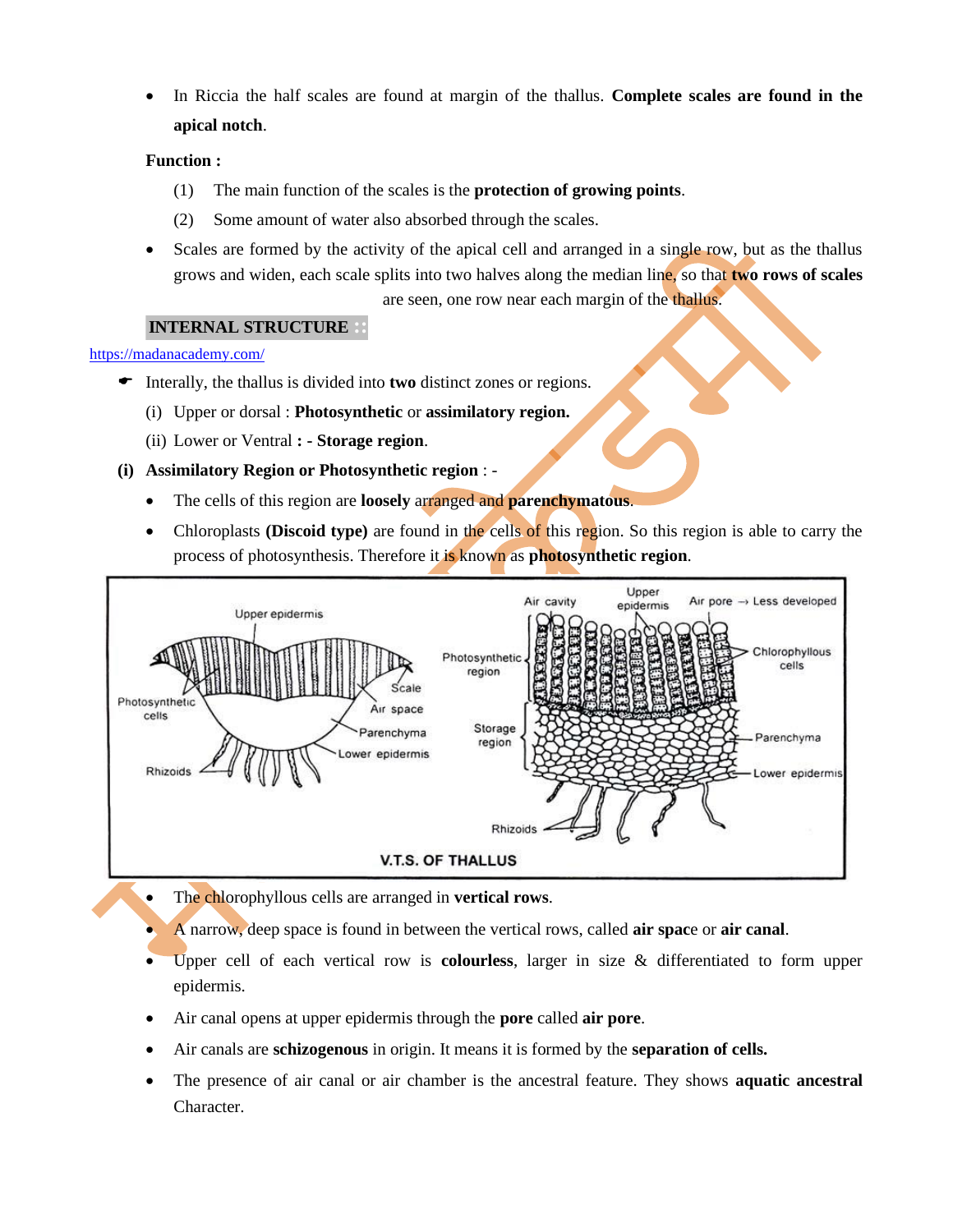- In Riccia the half scales are found at margin of the thallus. **Complete scales are found in the apical notch**.

**Function :**

(1) The main function of the scales is the **protection of growing points**.

(2) Some amount of water also absorbed through the scales.

- Scales are formed by the activity of the apical cell and arranged in a single row, but as the thallus grows and widen, each scale splits into two halves along the median line, so that **two rows of scales** are seen, one row near each margin of the thallus.

## INTERNAL STRUCTURE

https://madanacademy.com/

- Interally, the thallus is divided into **two** distinct zones or regions.

(i) Upper or dorsal : **Photosynthetic** or **assimilatory region.**

(ii) Lower or Ventral **: - Storage region**.

**(i) Assimilatory Region or Photosynthetic region** : -

- The cells of this region are **loosely** arranged and **parenchymatous**.
- Chloroplasts **(Discoid type)** are found in the cells of this region. So this region is able to carry the process of photosynthesis. Therefore it is known as **photosynthetic region**.

V.T.S. OF THALLUS

- The chlorophyllous cells are arranged in **vertical rows**.
- A narrow, deep space is found in between the vertical rows, called **air spac**e or **air canal**.
- Upper cell of each vertical row is **colourless**, larger in size & differentiated to form upper epidermis.
- Air canal opens at upper epidermis through the **pore** called **air pore**.
- Air canals are **schizogenous** in origin. It means it is formed by the **separation of cells.**
- The presence of air canal or air chamber is the ancestral feature. They shows **aquatic ancestral** Character.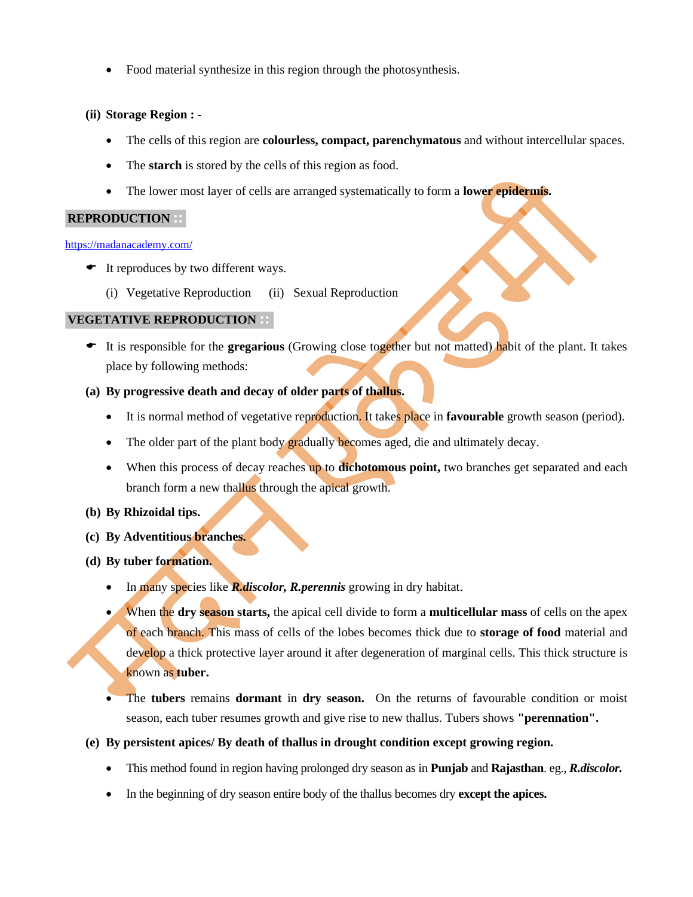- Food material synthesize in this region through the photosynthesis.

**(ii) Storage Region : -**

- The cells of this region are **colourless, compact, parenchymatous** and without intercellular spaces.
- The **starch** is stored by the cells of this region as food.
- The lower most layer of cells are arranged systematically to form a **lower epidermis.**

## REPRODUCTION ::

https://madanacademy.com/

- It reproduces by two different ways.

  (i) Vegetative Reproduction (ii) Sexual Reproduction

## VEGETATIVE REPRODUCTION ::

- It is responsible for the **gregarious** (Growing close together but not matted) habit of the plant. It takes place by following methods:

**(a) By progressive death and decay of older parts of thallus.**

- It is normal method of vegetative reproduction. It takes place in **favourable** growth season (period).
- The older part of the plant body gradually becomes aged, die and ultimately decay.
- When this process of decay reaches up to **dichotomous point,** two branches get separated and each branch form a new thallus through the apical growth.

**(b) By Rhizoidal tips.**

**(c) By Adventitious branches.**

**(d) By tuber formation.**

- In many species like ***R.discolor, R.perennis*** growing in dry habitat.
- When the **dry season starts,** the apical cell divide to form a **multicellular mass** of cells on the apex of each branch. This mass of cells of the lobes becomes thick due to **storage of food** material and develop a thick protective layer around it after degeneration of marginal cells. This thick structure is known as **tuber.**
- The **tubers** remains **dormant** in **dry season.** On the returns of favourable condition or moist season, each tuber resumes growth and give rise to new thallus. Tubers shows **"perennation".**

**(e) By persistent apices/ By death of thallus in drought condition except growing region.**

- This method found in region having prolonged dry season as in **Punjab** and **Rajasthan**. eg., ***R.discolor.***
- In the beginning of dry season entire body of the thallus becomes dry **except the apices.**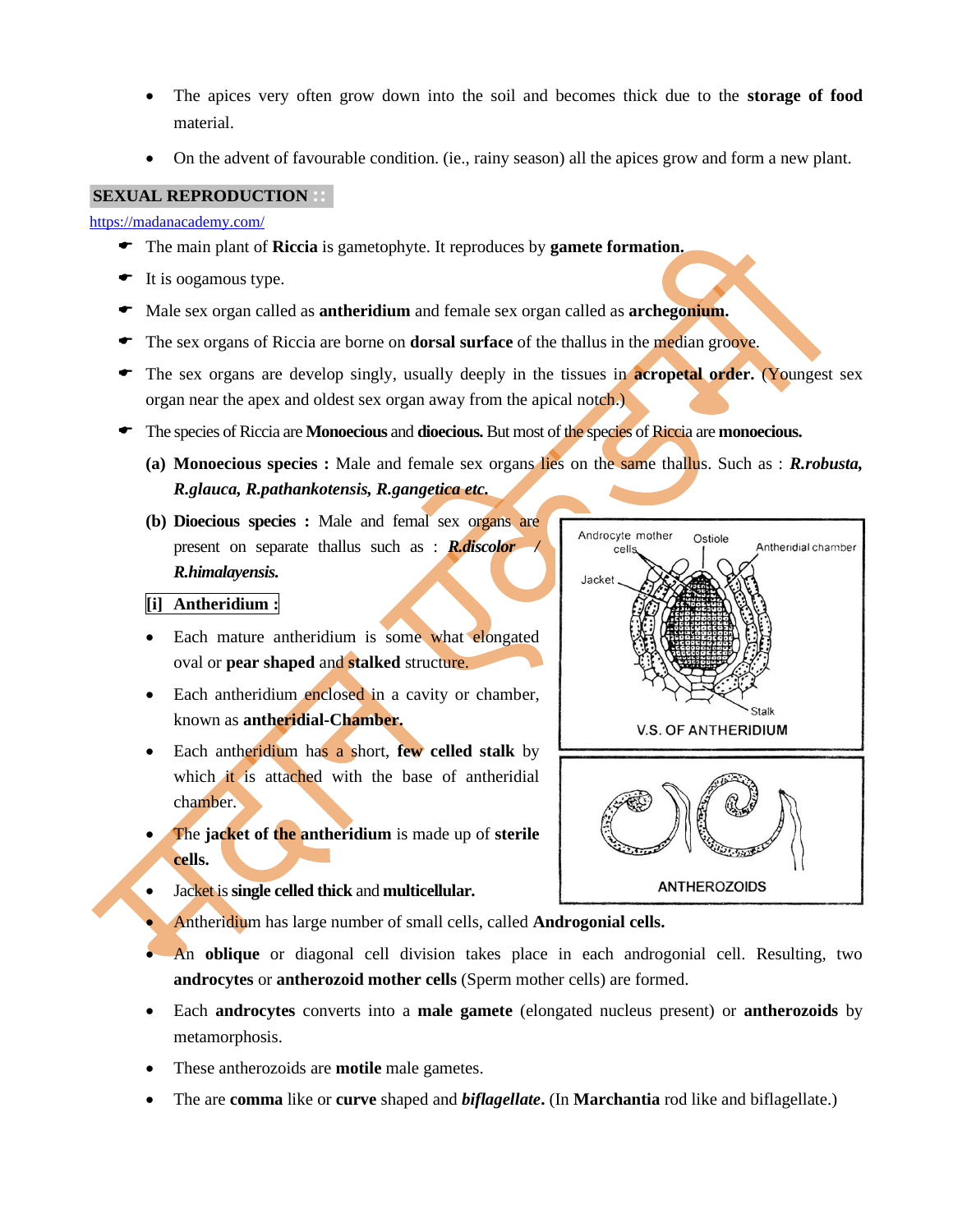- The apices very often grow down into the soil and becomes thick due to the **storage of food** material.
- On the advent of favourable condition. (ie., rainy season) all the apices grow and form a new plant.

## SEXUAL REPRODUCTION :

https://madanacademy.com/

- The main plant of **Riccia** is gametophyte. It reproduces by **gamete formation.**
- It is oogamous type.
- Male sex organ called as **antheridium** and female sex organ called as **archegonium.**
- The sex organs of Riccia are borne on **dorsal surface** of the thallus in the median groove.
- The sex organs are develop singly, usually deeply in the tissues in **acropetal order.** (Youngest sex organ near the apex and oldest sex organ away from the apical notch.)
- The species of Riccia are **Monoecious** and **dioecious.** But most of the species of Riccia are **monoecious.**
  - **(a) Monoecious species :** Male and female sex organs lies on the same thallus. Such as : ***R.robusta, R.glauca, R.pathankotensis, R.gangetica etc.***
  - **(b) Dioecious species :** Male and femal sex organs are present on separate thallus such as : ***R.discolor / R.himalayensis.***

### [i] Antheridium :

- Each mature antheridium is some what elongated oval or **pear shaped** and **stalked** structure.
- Each antheridium enclosed in a cavity or chamber, known as **antheridial-Chamber.**
- Each antheridium has a short, **few celled stalk** by which it is attached with the base of antheridial chamber.
- The **jacket of the antheridium** is made up of **sterile cells.**
- Jacket is **single celled thick** and **multicellular.**

Androcyte mother cells, Ostiole, Antheridial chamber, Jacket, Stalk

V.S. OF ANTHERIDIUM

ANTHEROZOIDS

- Antheridium has large number of small cells, called **Androgonial cells.**
- An **oblique** or diagonal cell division takes place in each androgonial cell. Resulting, two **androcytes** or **antherozoid mother cells** (Sperm mother cells) are formed.
- Each **androcytes** converts into a **male gamete** (elongated nucleus present) or **antherozoids** by metamorphosis.
- These antherozoids are **motile** male gametes.
- The are **comma** like or **curve** shaped and ***biflagellate***. (In **Marchantia** rod like and biflagellate.)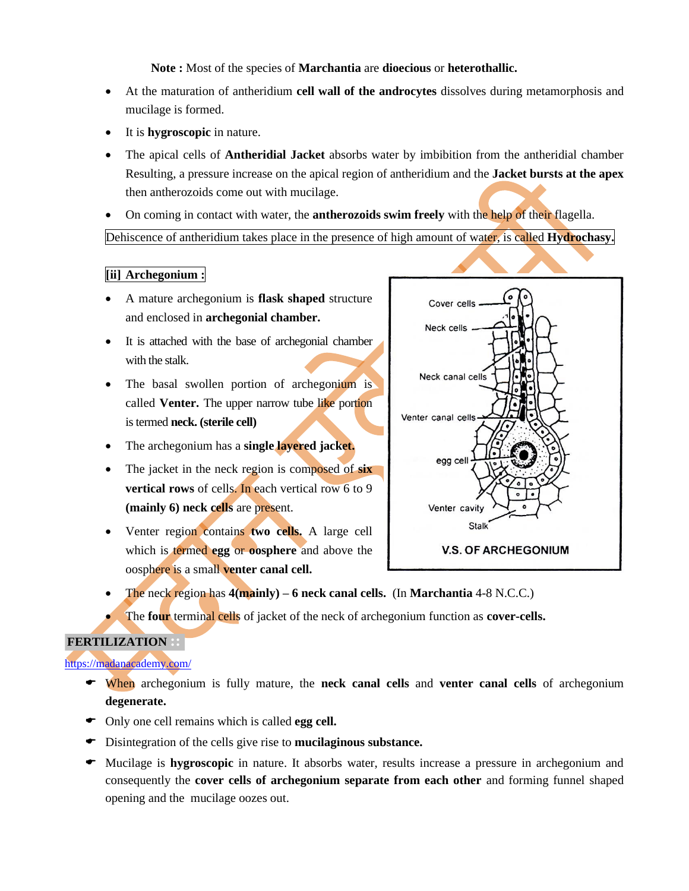**Note :** Most of the species of **Marchantia** are **dioecious** or **heterothallic.**

- At the maturation of antheridium **cell wall of the androcytes** dissolves during metamorphosis and mucilage is formed.
- It is **hygroscopic** in nature.
- The apical cells of **Antheridial Jacket** absorbs water by imbibition from the antheridial chamber Resulting, a pressure increase on the apical region of antheridium and the **Jacket bursts at the apex** then antherozoids come out with mucilage.
- On coming in contact with water, the **antherozoids swim freely** with the help of their flagella.

Dehiscence of antheridium takes place in the presence of high amount of water, is called **Hydrochasy.**

**[ii] Archegonium :**

- A mature archegonium is **flask shaped** structure and enclosed in **archegonial chamber.**
- It is attached with the base of archegonial chamber with the stalk.
- The basal swollen portion of archegonium is called **Venter.** The upper narrow tube like portion is termed **neck. (sterile cell)**
- The archegonium has a **single layered jacket.**
- The jacket in the neck region is composed of **six vertical rows** of cells. In each vertical row 6 to 9 **(mainly 6) neck cells** are present.
- Venter region contains **two cells.** A large cell which is termed **egg** or **oosphere** and above the oosphere is a small **venter canal cell.**
- The neck region has **4(mainly) – 6 neck canal cells.** (In **Marchantia** 4-8 N.C.C.)
- The **four** terminal cells of jacket of the neck of archegonium function as **cover-cells.**

Cover cells, Neck cells, Neck canal cells, Venter canal cells, egg cell, Venter cavity, Stalk

**V.S. OF ARCHEGONIUM**

**FERTILIZATION ::**

https://madanacademy.com/

- When archegonium is fully mature, the **neck canal cells** and **venter canal cells** of archegonium **degenerate.**
- Only one cell remains which is called **egg cell.**
- Disintegration of the cells give rise to **mucilaginous substance.**
- Mucilage is **hygroscopic** in nature. It absorbs water, results increase a pressure in archegonium and consequently the **cover cells of archegonium separate from each other** and forming funnel shaped opening and the mucilage oozes out.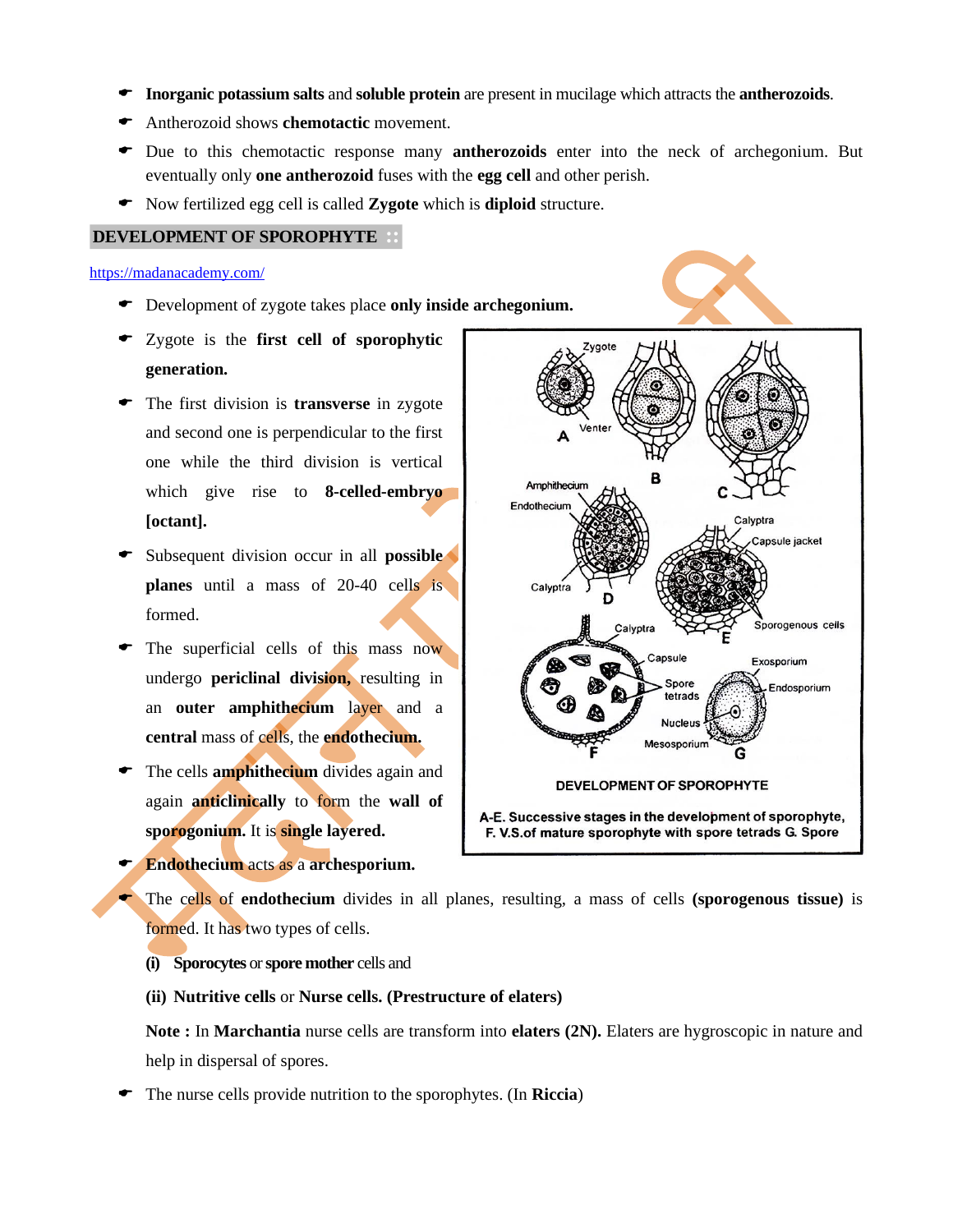- **Inorganic potassium salts** and **soluble protein** are present in mucilage which attracts the **antherozoids**.
- Antherozoid shows **chemotactic** movement.
- Due to this chemotactic response many **antherozoids** enter into the neck of archegonium. But eventually only **one antherozoid** fuses with the **egg cell** and other perish.
- Now fertilized egg cell is called **Zygote** which is **diploid** structure.

## DEVELOPMENT OF SPOROPHYTE

https://madanacademy.com/

- Development of zygote takes place **only inside archegonium.**
- Zygote is the **first cell of sporophytic generation.**
- The first division is **transverse** in zygote and second one is perpendicular to the first one while the third division is vertical which give rise to **8-celled-embryo [octant].**
- Subsequent division occur in all **possible planes** until a mass of 20-40 cells is formed.
- The superficial cells of this mass now undergo **periclinal division,** resulting in an **outer amphithecium** layer and a **central** mass of cells, the **endothecium.**
- The cells **amphithecium** divides again and again **anticlinically** to form the **wall of sporogonium.** It is **single layered.**
- **Endothecium** acts as a **archesporium.**
- The cells of **endothecium** divides in all planes, resulting, a mass of cells **(sporogenous tissue)** is formed. It has two types of cells.

  **(i) Sporocytes** or **spore mother** cells and

  **(ii) Nutritive cells** or **Nurse cells. (Prestructure of elaters)**

  **Note :** In **Marchantia** nurse cells are transform into **elaters (2N).** Elaters are hygroscopic in nature and help in dispersal of spores.
- The nurse cells provide nutrition to the sporophytes. (In **Riccia**)

DEVELOPMENT OF SPOROPHYTE

A-E. Successive stages in the development of sporophyte, F. V.S.of mature sporophyte with spore tetrads G. Spore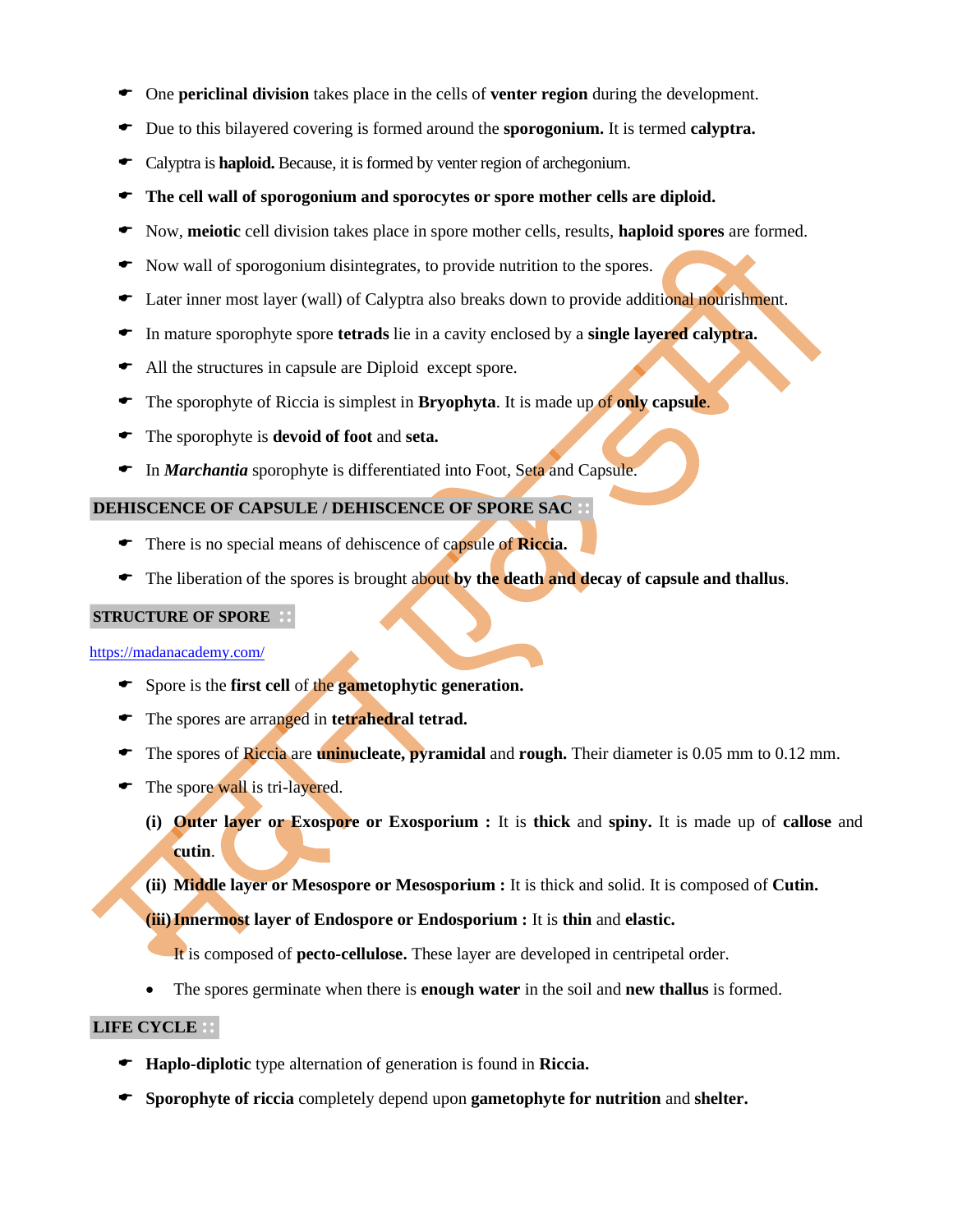- One **periclinal division** takes place in the cells of **venter region** during the development.
- Due to this bilayered covering is formed around the **sporogonium.** It is termed **calyptra.**
- Calyptra is **haploid.** Because, it is formed by venter region of archegonium.
- **The cell wall of sporogonium and sporocytes or spore mother cells are diploid.**
- Now, **meiotic** cell division takes place in spore mother cells, results, **haploid spores** are formed.
- Now wall of sporogonium disintegrates, to provide nutrition to the spores.
- Later inner most layer (wall) of Calyptra also breaks down to provide additional nourishment.
- In mature sporophyte spore **tetrads** lie in a cavity enclosed by a **single layered calyptra.**
- All the structures in capsule are Diploid except spore.
- The sporophyte of Riccia is simplest in **Bryophyta**. It is made up of **only capsule**.
- The sporophyte is **devoid of foot** and **seta.**
- In ***Marchantia*** sporophyte is differentiated into Foot, Seta and Capsule.

## DEHISCENCE OF CAPSULE / DEHISCENCE OF SPORE SAC

- There is no special means of dehiscence of capsule of **Riccia.**
- The liberation of the spores is brought about **by the death and decay of capsule and thallus**.

## STRUCTURE OF SPORE

https://madanacademy.com/

- Spore is the **first cell** of the **gametophytic generation.**
- The spores are arranged in **tetrahedral tetrad.**
- The spores of Riccia are **uninucleate, pyramidal** and **rough.** Their diameter is 0.05 mm to 0.12 mm.
- The spore wall is tri-layered.

  **(i) Outer layer or Exospore or Exosporium :** It is **thick** and **spiny.** It is made up of **callose** and **cutin**.

  **(ii) Middle layer or Mesospore or Mesosporium :** It is thick and solid. It is composed of **Cutin.**

  **(iii) Innermost layer of Endospore or Endosporium :** It is **thin** and **elastic.**

  It is composed of **pecto-cellulose.** These layer are developed in centripetal order.

  - The spores germinate when there is **enough water** in the soil and **new thallus** is formed.

## LIFE CYCLE

- **Haplo-diplotic** type alternation of generation is found in **Riccia.**
- **Sporophyte of riccia** completely depend upon **gametophyte for nutrition** and **shelter.**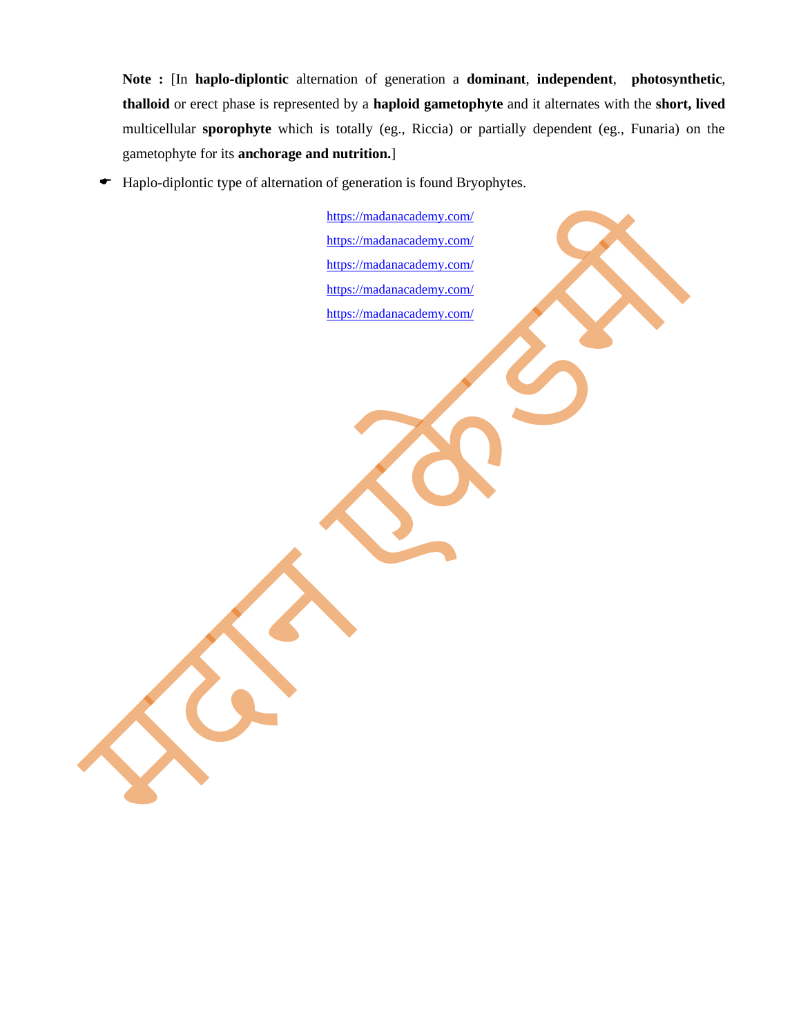**Note :** [In **haplo-diplontic** alternation of generation a **dominant**, **independent**, **photosynthetic**, **thalloid** or erect phase is represented by a **haploid gametophyte** and it alternates with the **short, lived** multicellular **sporophyte** which is totally (eg., Riccia) or partially dependent (eg., Funaria) on the gametophyte for its **anchorage and nutrition.**]

- Haplo-diplontic type of alternation of generation is found Bryophytes.

https://madanacademy.com/

https://madanacademy.com/

https://madanacademy.com/

https://madanacademy.com/

https://madanacademy.com/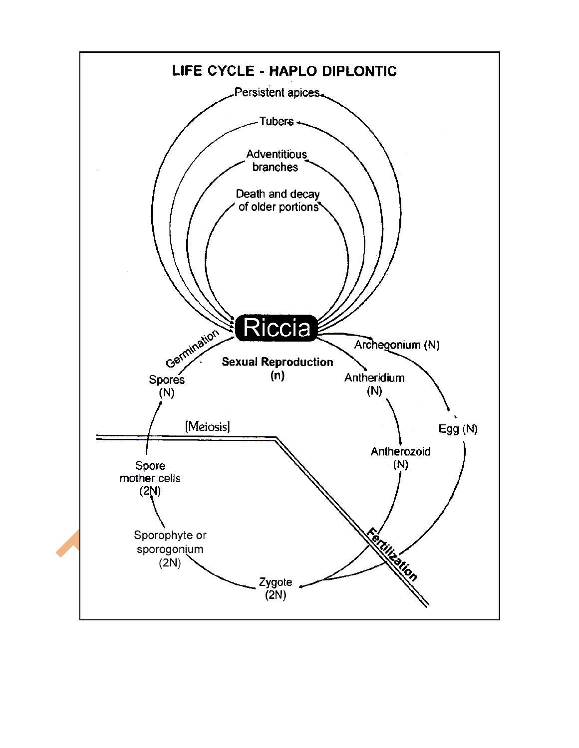# LIFE CYCLE - HAPLO DIPLONTIC

Persistent apices

Tubers

Adventitious branches

Death and decay of older portions

Riccia

Germination

Spores (N)

**Sexual Reproduction (n)**

Archegonium (N)

Antheridium (N)

Egg (N)

Antherozoid (N)

[Meiosis]

Spore mother cells (2N)

Sporophyte or sporogonium (2N)

Zygote (2N)

Fertilization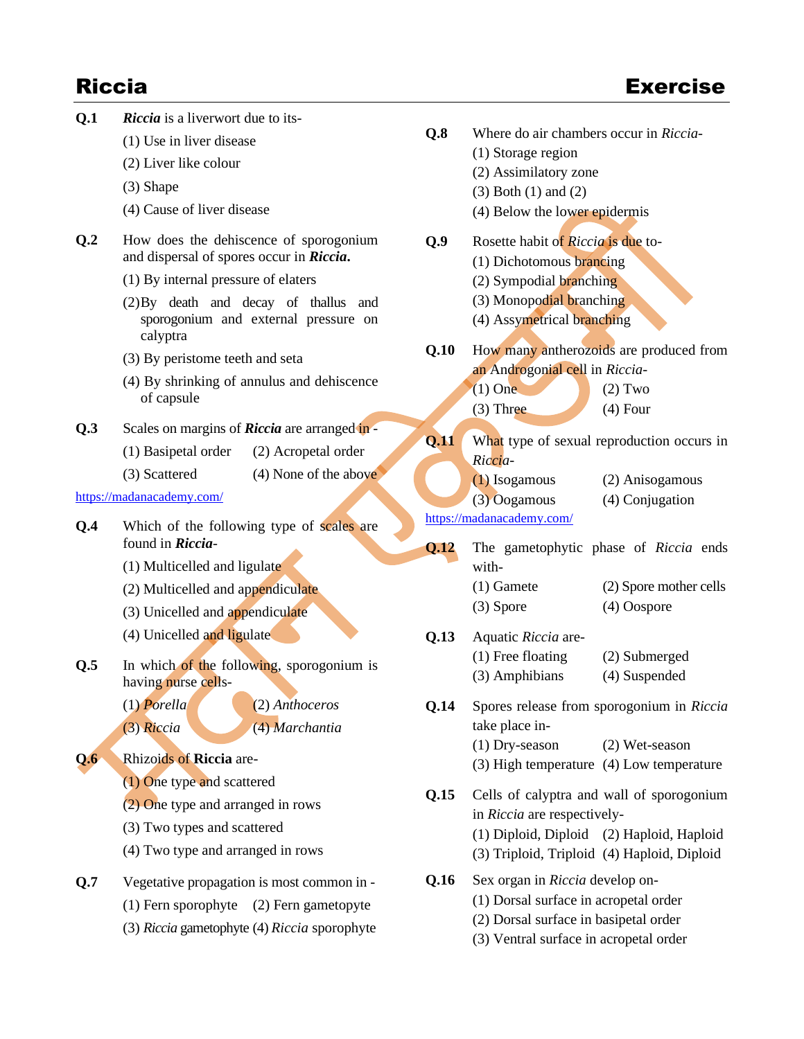# Riccia

## Exercise

**Q.1** *Riccia* is a liverwort due to its-

(1) Use in liver disease

(2) Liver like colour

(3) Shape

(4) Cause of liver disease

**Q.2** How does the dehiscence of sporogonium and dispersal of spores occur in ***Riccia*.**

(1) By internal pressure of elaters

(2) By death and decay of thallus and sporogonium and external pressure on calyptra

(3) By peristome teeth and seta

(4) By shrinking of annulus and dehiscence of capsule

**Q.3** Scales on margins of ***Riccia*** are arranged in -

(1) Basipetal order (2) Acropetal order

(3) Scattered (4) None of the above

https://madanacademy.com/

**Q.4** Which of the following type of scales are found in ***Riccia***-

(1) Multicelled and ligulate

(2) Multicelled and appendiculate

(3) Unicelled and appendiculate

(4) Unicelled and ligulate

**Q.5** In which of the following, sporogonium is having nurse cells-

(1) *Porella* (2) *Anthoceros*

(3) *Riccia* (4) *Marchantia*

**Q.6** Rhizoids of **Riccia** are-

(1) One type and scattered

(2) One type and arranged in rows

(3) Two types and scattered

(4) Two type and arranged in rows

**Q.7** Vegetative propagation is most common in -

(1) Fern sporophyte (2) Fern gametopyte

(3) *Riccia* gametophyte (4) *Riccia* sporophyte

**Q.8** Where do air chambers occur in *Riccia*-

(1) Storage region

(2) Assimilatory zone

(3) Both (1) and (2)

(4) Below the lower epidermis

**Q.9** Rosette habit of *Riccia* is due to-

(1) Dichotomous brancing

(2) Sympodial branching

(3) Monopodial branching

(4) Assymetrical branching

**Q.10** How many antherozoids are produced from an Androgonial cell in *Riccia*-

(1) One (2) Two

(3) Three (4) Four

**Q.11** What type of sexual reproduction occurs in *Riccia*-

(1) Isogamous (2) Anisogamous

(3) Oogamous (4) Conjugation

https://madanacademy.com/

**Q.12** The gametophytic phase of *Riccia* ends with-

(1) Gamete (2) Spore mother cells

(3) Spore (4) Oospore

**Q.13** Aquatic *Riccia* are-

(1) Free floating (2) Submerged

(3) Amphibians (4) Suspended

**Q.14** Spores release from sporogonium in *Riccia* take place in-

(1) Dry-season (2) Wet-season

(3) High temperature (4) Low temperature

**Q.15** Cells of calyptra and wall of sporogonium in *Riccia* are respectively-

(1) Diploid, Diploid (2) Haploid, Haploid

(3) Triploid, Triploid (4) Haploid, Diploid

**Q.16** Sex organ in *Riccia* develop on-

(1) Dorsal surface in acropetal order

(2) Dorsal surface in basipetal order

(3) Ventral surface in acropetal order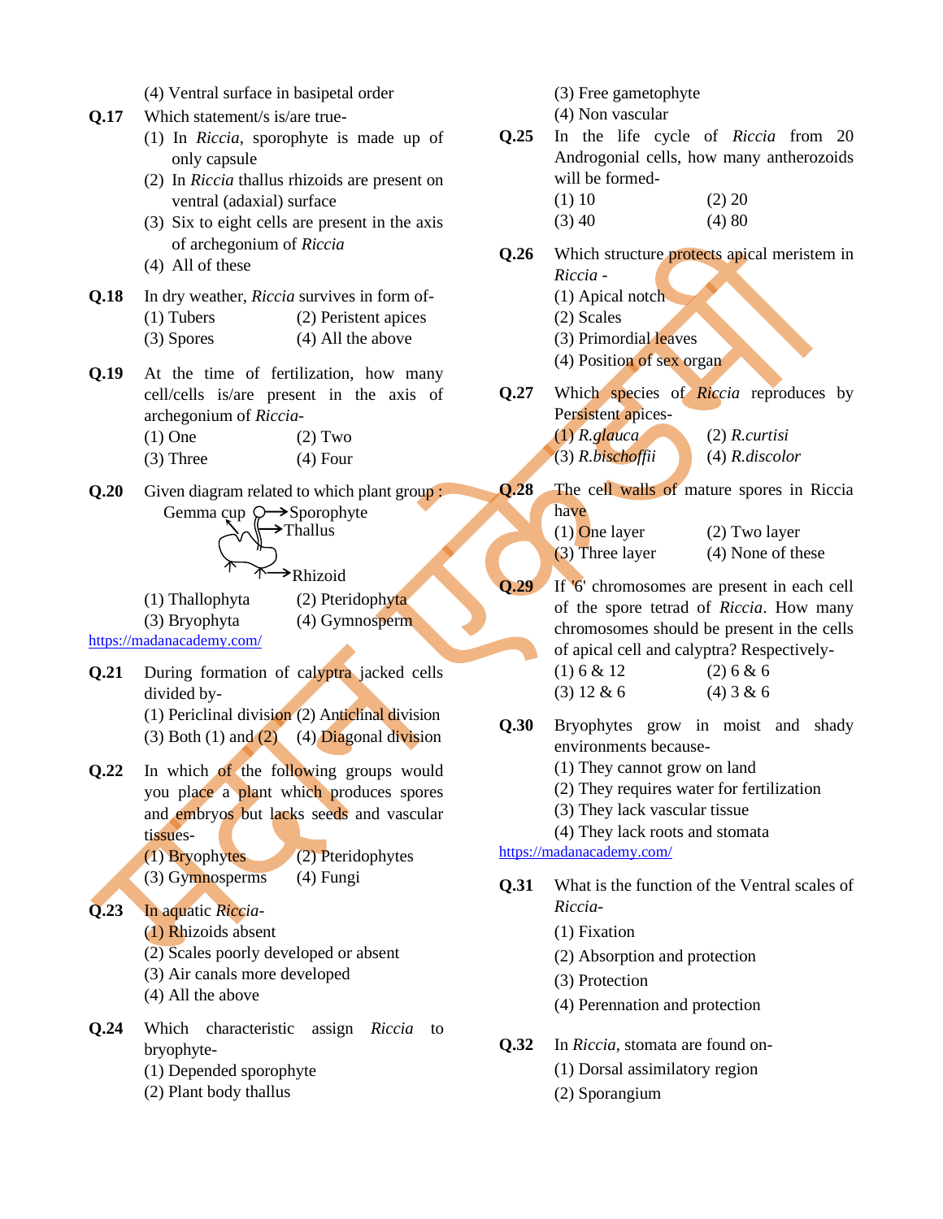(4) Ventral surface in basipetal order

**Q.17** Which statement/s is/are true-
(1) In *Riccia*, sporophyte is made up of only capsule
(2) In *Riccia* thallus rhizoids are present on ventral (adaxial) surface
(3) Six to eight cells are present in the axis of archegonium of *Riccia*
(4) All of these

**Q.18** In dry weather, *Riccia* survives in form of-
(1) Tubers (2) Persistent apices
(3) Spores (4) All the above

**Q.19** At the time of fertilization, how many cell/cells is/are present in the axis of archegonium of *Riccia*-
(1) One (2) Two
(3) Three (4) Four

**Q.20** Given diagram related to which plant group :

Gemma cup → Sporophyte
→ Thallus
→ Rhizoid

(1) Thallophyta (2) Pteridophyta
(3) Bryophyta (4) Gymnosperm

https://madanacademy.com/

**Q.21** During formation of calyptra jacked cells divided by-
(1) Periclinal division (2) Anticlinal division
(3) Both (1) and (2) (4) Diagonal division

**Q.22** In which of the following groups would you place a plant which produces spores and embryos but lacks seeds and vascular tissues-
(1) Bryophytes (2) Pteridophytes
(3) Gymnosperms (4) Fungi

**Q.23** In aquatic *Riccia*-
(1) Rhizoids absent
(2) Scales poorly developed or absent
(3) Air canals more developed
(4) All the above

**Q.24** Which characteristic assign *Riccia* to bryophyte-
(1) Depended sporophyte
(2) Plant body thallus
(3) Free gametophyte
(4) Non vascular

**Q.25** In the life cycle of *Riccia* from 20 Androgonial cells, how many antherozoids will be formed-
(1) 10 (2) 20
(3) 40 (4) 80

**Q.26** Which structure protects apical meristem in *Riccia* -
(1) Apical notch
(2) Scales
(3) Primordial leaves
(4) Position of sex organ

**Q.27** Which species of *Riccia* reproduces by Persistent apices-
(1) *R.glauca* (2) *R.curtisi*
(3) *R.bischoffii* (4) *R.discolor*

**Q.28** The cell walls of mature spores in Riccia have
(1) One layer (2) Two layer
(3) Three layer (4) None of these

**Q.29** If '6' chromosomes are present in each cell of the spore tetrad of *Riccia*. How many chromosomes should be present in the cells of apical cell and calyptra? Respectively-
(1) 6 & 12 (2) 6 & 6
(3) 12 & 6 (4) 3 & 6

**Q.30** Bryophytes grow in moist and shady environments because-
(1) They cannot grow on land
(2) They requires water for fertilization
(3) They lack vascular tissue
(4) They lack roots and stomata

https://madanacademy.com/

**Q.31** What is the function of the Ventral scales of *Riccia*-
(1) Fixation
(2) Absorption and protection
(3) Protection
(4) Perennation and protection

**Q.32** In *Riccia*, stomata are found on-
(1) Dorsal assimilatory region
(2) Sporangium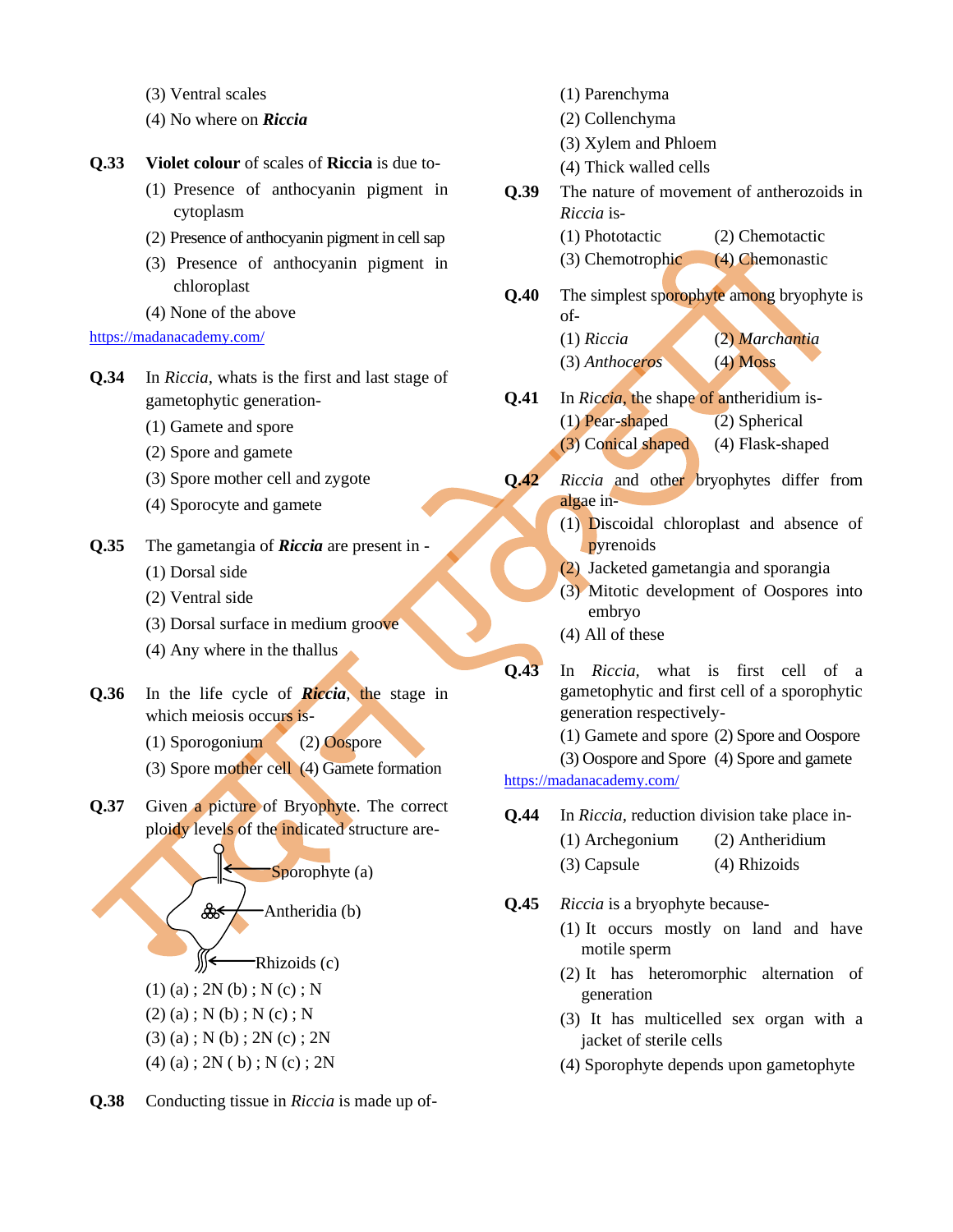(3) Ventral scales

(4) No where on ***Riccia***

**Q.33** **Violet colour** of scales of **Riccia** is due to-

(1) Presence of anthocyanin pigment in cytoplasm

(2) Presence of anthocyanin pigment in cell sap

(3) Presence of anthocyanin pigment in chloroplast

(4) None of the above

https://madanacademy.com/

**Q.34** In *Riccia*, whats is the first and last stage of gametophytic generation-

(1) Gamete and spore

(2) Spore and gamete

(3) Spore mother cell and zygote

(4) Sporocyte and gamete

**Q.35** The gametangia of ***Riccia*** are present in -

(1) Dorsal side

(2) Ventral side

(3) Dorsal surface in medium groove

(4) Any where in the thallus

**Q.36** In the life cycle of ***Riccia***, the stage in which meiosis occurs is-

(1) Sporogonium (2) Oospore

(3) Spore mother cell (4) Gamete formation

**Q.37** Given a picture of Bryophyte. The correct ploidy levels of the indicated structure are-

Sporophyte (a)

Antheridia (b)

Rhizoids (c)

(1) (a) ; 2N (b) ; N (c) ; N

(2) (a) ; N (b) ; N (c) ; N

(3) (a) ; N (b) ; 2N (c) ; 2N

(4) (a) ; 2N ( b) ; N (c) ; 2N

**Q.38** Conducting tissue in *Riccia* is made up of-

(1) Parenchyma

(2) Collenchyma

(3) Xylem and Phloem

(4) Thick walled cells

**Q.39** The nature of movement of antherozoids in *Riccia* is-

(1) Phototactic (2) Chemotactic

(3) Chemotrophic (4) Chemonastic

**Q.40** The simplest sporophyte among bryophyte is of-

(1) *Riccia* (2) *Marchantia*

(3) *Anthoceros* (4) Moss

**Q.41** In *Riccia*, the shape of antheridium is-

(1) Pear-shaped (2) Spherical

(3) Conical shaped (4) Flask-shaped

**Q.42** *Riccia* and other bryophytes differ from algae in-

(1) Discoidal chloroplast and absence of pyrenoids

(2) Jacketed gametangia and sporangia

(3) Mitotic development of Oospores into embryo

(4) All of these

**Q.43** In *Riccia*, what is first cell of a gametophytic and first cell of a sporophytic generation respectively-

(1) Gamete and spore (2) Spore and Oospore

(3) Oospore and Spore (4) Spore and gamete

https://madanacademy.com/

**Q.44** In *Riccia*, reduction division take place in-

(1) Archegonium (2) Antheridium

(3) Capsule (4) Rhizoids

**Q.45** *Riccia* is a bryophyte because-

(1) It occurs mostly on land and have motile sperm

(2) It has heteromorphic alternation of generation

(3) It has multicelled sex organ with a jacket of sterile cells

(4) Sporophyte depends upon gametophyte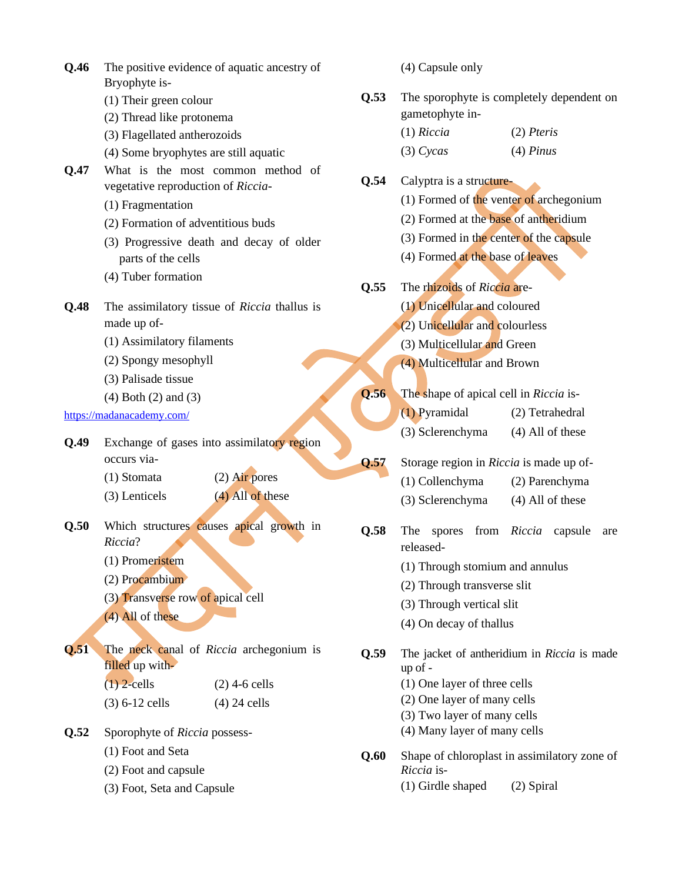**Q.46** The positive evidence of aquatic ancestry of Bryophyte is-

(1) Their green colour
(2) Thread like protonema
(3) Flagellated antherozoids
(4) Some bryophytes are still aquatic

**Q.47** What is the most common method of vegetative reproduction of *Riccia*-

(1) Fragmentation
(2) Formation of adventitious buds
(3) Progressive death and decay of older parts of the cells
(4) Tuber formation

**Q.48** The assimilatory tissue of *Riccia* thallus is made up of-

(1) Assimilatory filaments
(2) Spongy mesophyll
(3) Palisade tissue
(4) Both (2) and (3)

https://madanacademy.com/

**Q.49** Exchange of gases into assimilatory region occurs via-

(1) Stomata (2) Air pores
(3) Lenticels (4) All of these

**Q.50** Which structures causes apical growth in *Riccia*?

(1) Promeristem
(2) Procambium
(3) Transverse row of apical cell
(4) All of these

**Q.51** The neck canal of *Riccia* archegonium is filled up with-

(1) 2-cells (2) 4-6 cells
(3) 6-12 cells (4) 24 cells

**Q.52** Sporophyte of *Riccia* possess-

(1) Foot and Seta
(2) Foot and capsule
(3) Foot, Seta and Capsule
(4) Capsule only

**Q.53** The sporophyte is completely dependent on gametophyte in-

(1) *Riccia* (2) *Pteris*
(3) *Cycas* (4) *Pinus*

**Q.54** Calyptra is a structure-

(1) Formed of the venter of archegonium
(2) Formed at the base of antheridium
(3) Formed in the center of the capsule
(4) Formed at the base of leaves

**Q.55** The rhizoids of *Riccia* are-

(1) Unicellular and coloured
(2) Unicellular and colourless
(3) Multicellular and Green
(4) Multicellular and Brown

**Q.56** The shape of apical cell in *Riccia* is-

(1) Pyramidal (2) Tetrahedral
(3) Sclerenchyma (4) All of these

**Q.57** Storage region in *Riccia* is made up of-

(1) Collenchyma (2) Parenchyma
(3) Sclerenchyma (4) All of these

**Q.58** The spores from *Riccia* capsule are released-

(1) Through stomium and annulus
(2) Through transverse slit
(3) Through vertical slit
(4) On decay of thallus

**Q.59** The jacket of antheridium in *Riccia* is made up of -

(1) One layer of three cells
(2) One layer of many cells
(3) Two layer of many cells
(4) Many layer of many cells

**Q.60** Shape of chloroplast in assimilatory zone of *Riccia* is-

(1) Girdle shaped (2) Spiral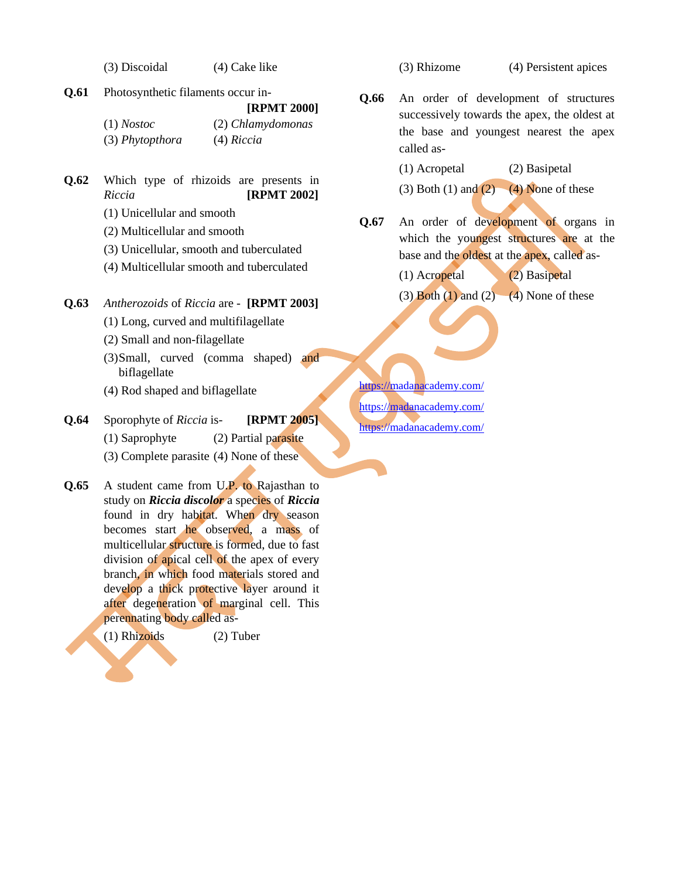(3) Discoidal (4) Cake like

**Q.61** Photosynthetic filaments occur in- **[RPMT 2000]**

(1) *Nostoc* (2) *Chlamydomonas*
(3) *Phytopthora* (4) *Riccia*

**Q.62** Which type of rhizoids are presents in *Riccia* **[RPMT 2002]**

(1) Unicellular and smooth
(2) Multicellular and smooth
(3) Unicellular, smooth and tuberculated
(4) Multicellular smooth and tuberculated

**Q.63** *Antherozoids* of *Riccia* are - **[RPMT 2003]**

(1) Long, curved and multifilagellate
(2) Small and non-filagellate
(3) Small, curved (comma shaped) and biflagellate
(4) Rod shaped and biflagellate

**Q.64** Sporophyte of *Riccia* is- **[RPMT 2005]**

(1) Saprophyte (2) Partial parasite
(3) Complete parasite (4) None of these

**Q.65** A student came from U.P. to Rajasthan to study on ***Riccia discolor*** a species of ***Riccia*** found in dry habitat. When dry season becomes start he observed, a mass of multicellular structure is formed, due to fast division of apical cell of the apex of every branch, in which food materials stored and develop a thick protective layer around it after degeneration of marginal cell. This perennating body called as-

(1) Rhizoids (2) Tuber
(3) Rhizome (4) Persistent apices

**Q.66** An order of development of structures successively towards the apex, the oldest at the base and youngest nearest the apex called as-

(1) Acropetal (2) Basipetal
(3) Both (1) and (2) (4) None of these

**Q.67** An order of development of organs in which the youngest structures are at the base and the oldest at the apex, called as-

(1) Acropetal (2) Basipetal
(3) Both (1) and (2) (4) None of these

https://madanacademy.com/
https://madanacademy.com/
https://madanacademy.com/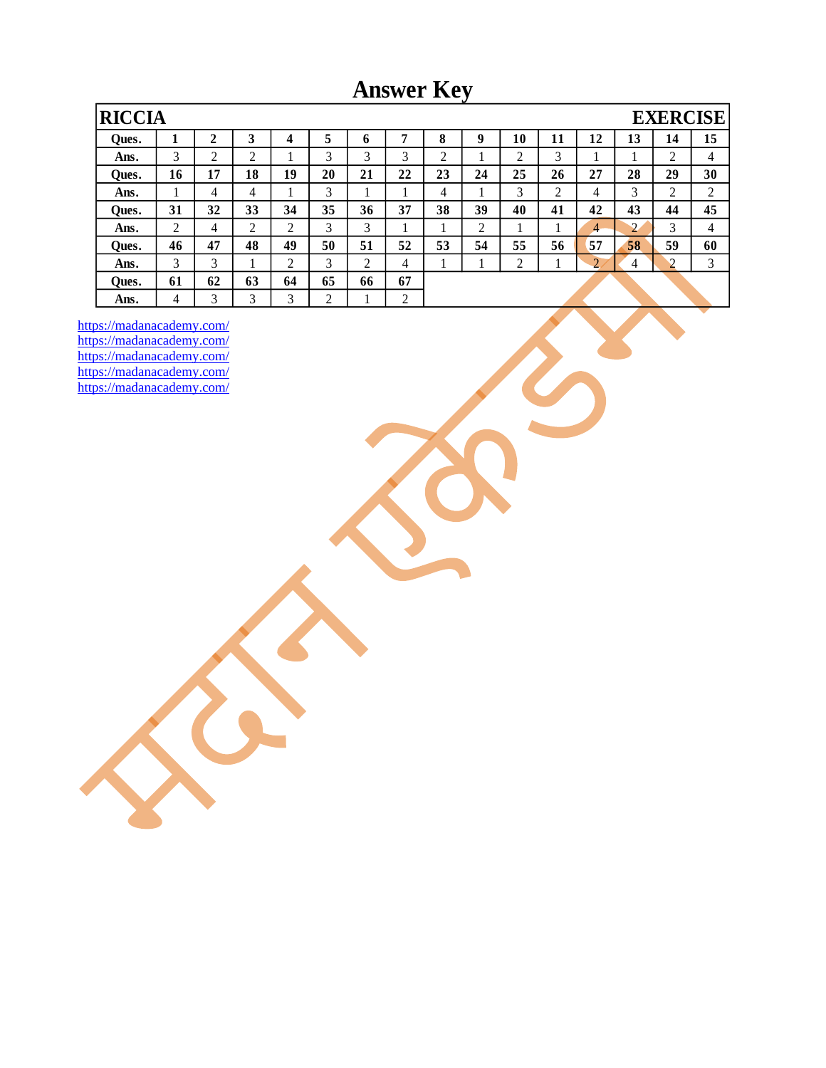# Answer Key

| RICCIA | | | | | | | | | | | | | | | EXERCISE |
|---|---|---|---|---|---|---|---|---|---|---|---|---|---|---|---|
| **Ques.** | **1** | **2** | **3** | **4** | **5** | **6** | **7** | **8** | **9** | **10** | **11** | **12** | **13** | **14** | **15** |
| **Ans.** | 3 | 2 | 2 | 1 | 3 | 3 | 3 | 2 | 1 | 2 | 3 | 1 | 1 | 2 | 4 |
| **Ques.** | **16** | **17** | **18** | **19** | **20** | **21** | **22** | **23** | **24** | **25** | **26** | **27** | **28** | **29** | **30** |
| **Ans.** | 1 | 4 | 4 | 1 | 3 | 1 | 1 | 4 | 1 | 3 | 2 | 4 | 3 | 2 | 2 |
| **Ques.** | **31** | **32** | **33** | **34** | **35** | **36** | **37** | **38** | **39** | **40** | **41** | **42** | **43** | **44** | **45** |
| **Ans.** | 2 | 4 | 2 | 2 | 3 | 3 | 1 | 1 | 2 | 1 | 1 | 4 | 2 | 3 | 4 |
| **Ques.** | **46** | **47** | **48** | **49** | **50** | **51** | **52** | **53** | **54** | **55** | **56** | **57** | **58** | **59** | **60** |
| **Ans.** | 3 | 3 | 1 | 2 | 3 | 2 | 4 | 1 | 1 | 2 | 1 | 2 | 4 | 2 | 3 |
| **Ques.** | **61** | **62** | **63** | **64** | **65** | **66** | **67** | | | | | | | | |
| **Ans.** | 4 | 3 | 3 | 3 | 2 | 1 | 2 | | | | | | | | |

https://madanacademy.com/
https://madanacademy.com/
https://madanacademy.com/
https://madanacademy.com/
https://madanacademy.com/